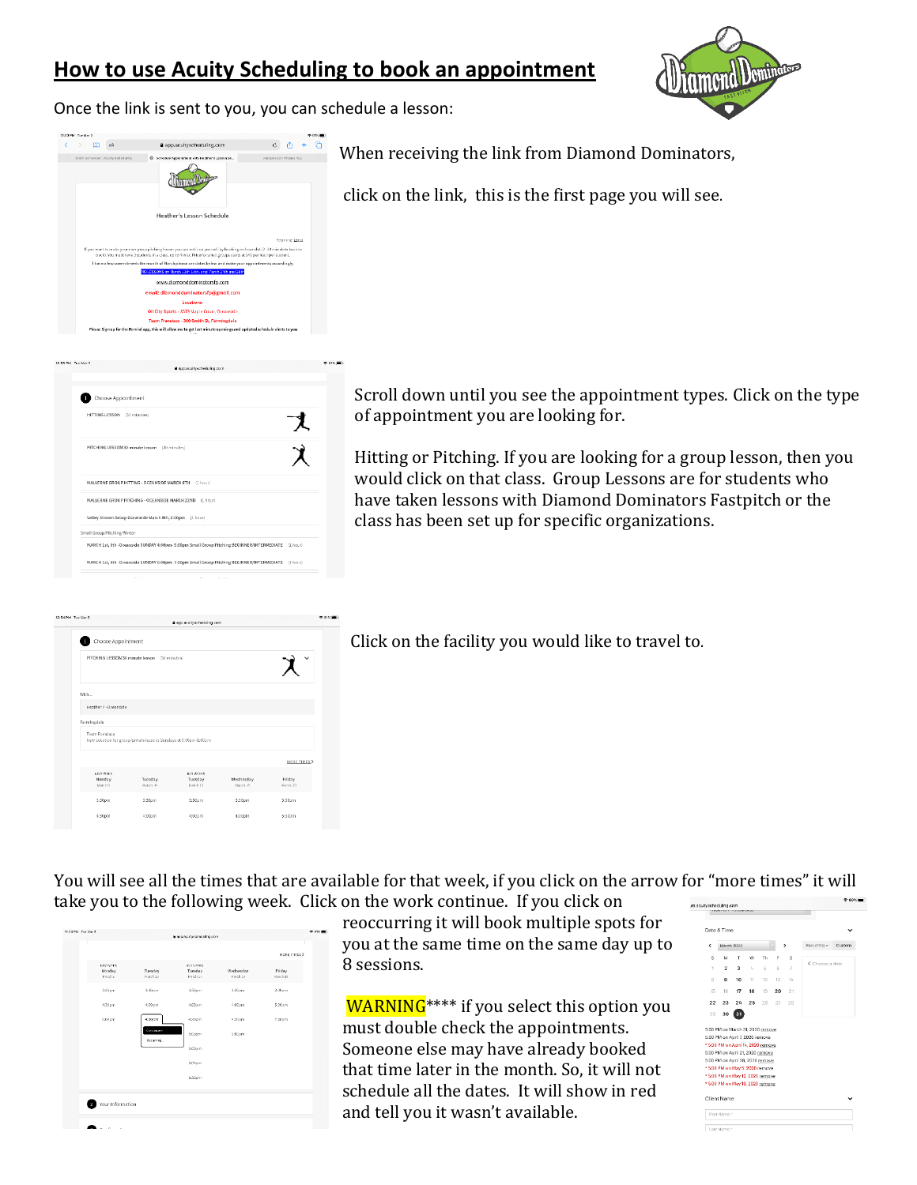# How to use Acuity Scheduling to book an appointment

Once the link is sent to you, you can schedule a lesson:

When receiving the link from Diamond Dominators,

click on the link, this is the first page you will see.

Scroll down until you see the appointment types. Click on the type of appointment you are looking for.

Hitting or Pitching. If you are looking for a group lesson, then you would click on that class. Group Lessons are for students who have taken lessons with Diamond Dominators Fastpitch or the class has been set up for specific organizations.

Click on the facility you would like to travel to.

You will see all the times that are available for that week, if you click on the arrow for "more times" it will take you to the following week. Click on the work continue. If you click on reoccurring it will book multiple spots for you at the same time on the same day up to 8 sessions.

WARNING**** if you select this option you must double check the appointments. Someone else may have already booked that time later in the month. So, it will not schedule all the dates. It will show in red and tell you it wasn't available.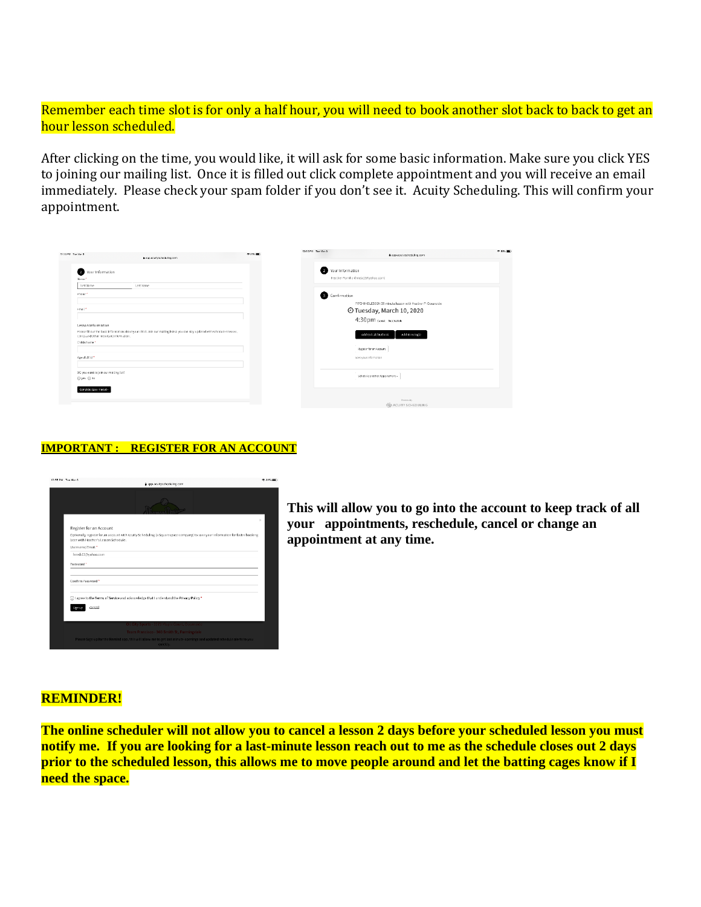Remember each time slot is for only a half hour, you will need to book another slot back to back to get an hour lesson scheduled.

After clicking on the time, you would like, it will ask for some basic information. Make sure you click YES to joining our mailing list. Once it is filled out click complete appointment and you will receive an email immediately. Please check your spam folder if you don't see it. Acuity Scheduling. This will confirm your appointment.

**IMPORTANT : REGISTER FOR AN ACCOUNT**

**This will allow you to go into the account to keep track of all your appointments, reschedule, cancel or change an appointment at any time.**

**REMINDER!**

**The online scheduler will not allow you to cancel a lesson 2 days before your scheduled lesson you must notify me. If you are looking for a last-minute lesson reach out to me as the schedule closes out 2 days prior to the scheduled lesson, this allows me to move people around and let the batting cages know if I need the space.**